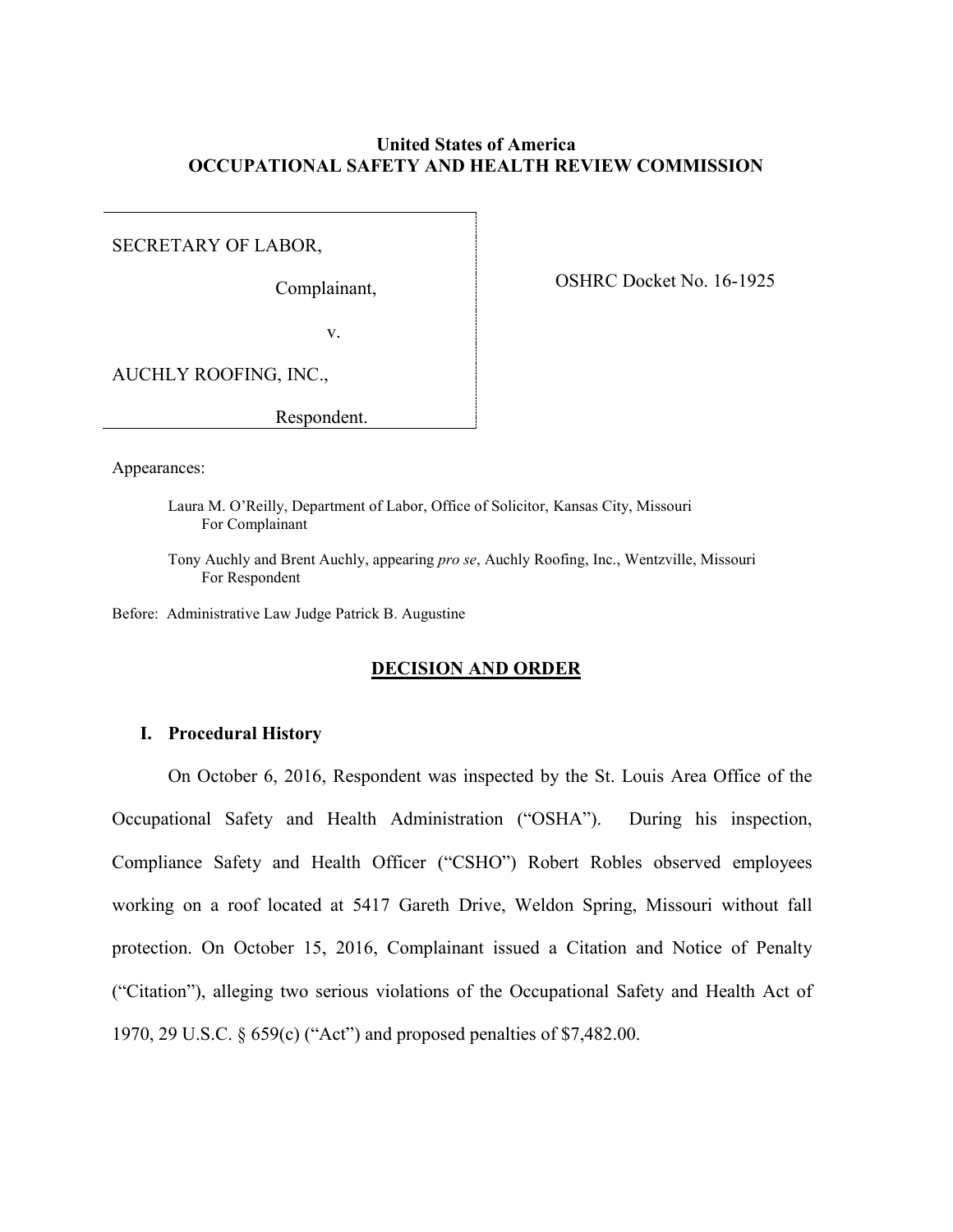**United States of America**
**OCCUPATIONAL SAFETY AND HEALTH REVIEW COMMISSION**

SECRETARY OF LABOR,

Complainant,

v.

AUCHLY ROOFING, INC.,

Respondent.

OSHRC Docket No. 16-1925

Appearances:

Laura M. O'Reilly, Department of Labor, Office of Solicitor, Kansas City, Missouri
For Complainant

Tony Auchly and Brent Auchly, appearing *pro se*, Auchly Roofing, Inc., Wentzville, Missouri
For Respondent

Before: Administrative Law Judge Patrick B. Augustine

## DECISION AND ORDER

### I. Procedural History

On October 6, 2016, Respondent was inspected by the St. Louis Area Office of the Occupational Safety and Health Administration ("OSHA"). During his inspection, Compliance Safety and Health Officer ("CSHO") Robert Robles observed employees working on a roof located at 5417 Gareth Drive, Weldon Spring, Missouri without fall protection. On October 15, 2016, Complainant issued a Citation and Notice of Penalty ("Citation"), alleging two serious violations of the Occupational Safety and Health Act of 1970, 29 U.S.C. § 659(c) ("Act") and proposed penalties of $7,482.00.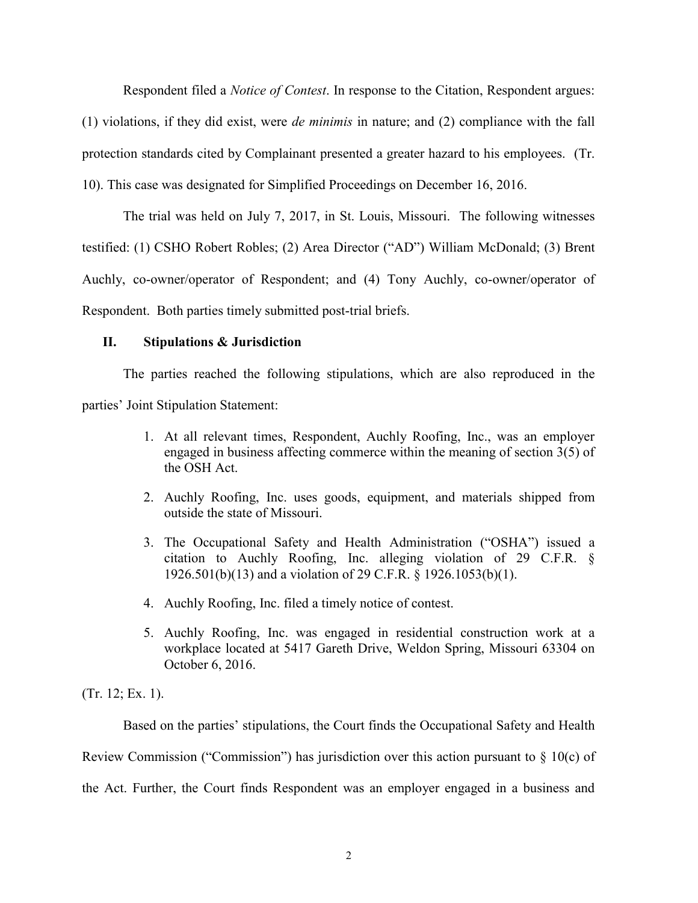Respondent filed a *Notice of Contest*. In response to the Citation, Respondent argues: (1) violations, if they did exist, were *de minimis* in nature; and (2) compliance with the fall protection standards cited by Complainant presented a greater hazard to his employees. (Tr. 10). This case was designated for Simplified Proceedings on December 16, 2016.

The trial was held on July 7, 2017, in St. Louis, Missouri. The following witnesses testified: (1) CSHO Robert Robles; (2) Area Director ("AD") William McDonald; (3) Brent Auchly, co-owner/operator of Respondent; and (4) Tony Auchly, co-owner/operator of Respondent. Both parties timely submitted post-trial briefs.

## II. Stipulations & Jurisdiction

The parties reached the following stipulations, which are also reproduced in the parties' Joint Stipulation Statement:

1. At all relevant times, Respondent, Auchly Roofing, Inc., was an employer engaged in business affecting commerce within the meaning of section 3(5) of the OSH Act.
2. Auchly Roofing, Inc. uses goods, equipment, and materials shipped from outside the state of Missouri.
3. The Occupational Safety and Health Administration ("OSHA") issued a citation to Auchly Roofing, Inc. alleging violation of 29 C.F.R. § 1926.501(b)(13) and a violation of 29 C.F.R. § 1926.1053(b)(1).
4. Auchly Roofing, Inc. filed a timely notice of contest.
5. Auchly Roofing, Inc. was engaged in residential construction work at a workplace located at 5417 Gareth Drive, Weldon Spring, Missouri 63304 on October 6, 2016.

(Tr. 12; Ex. 1).

Based on the parties' stipulations, the Court finds the Occupational Safety and Health Review Commission ("Commission") has jurisdiction over this action pursuant to § 10(c) of the Act. Further, the Court finds Respondent was an employer engaged in a business and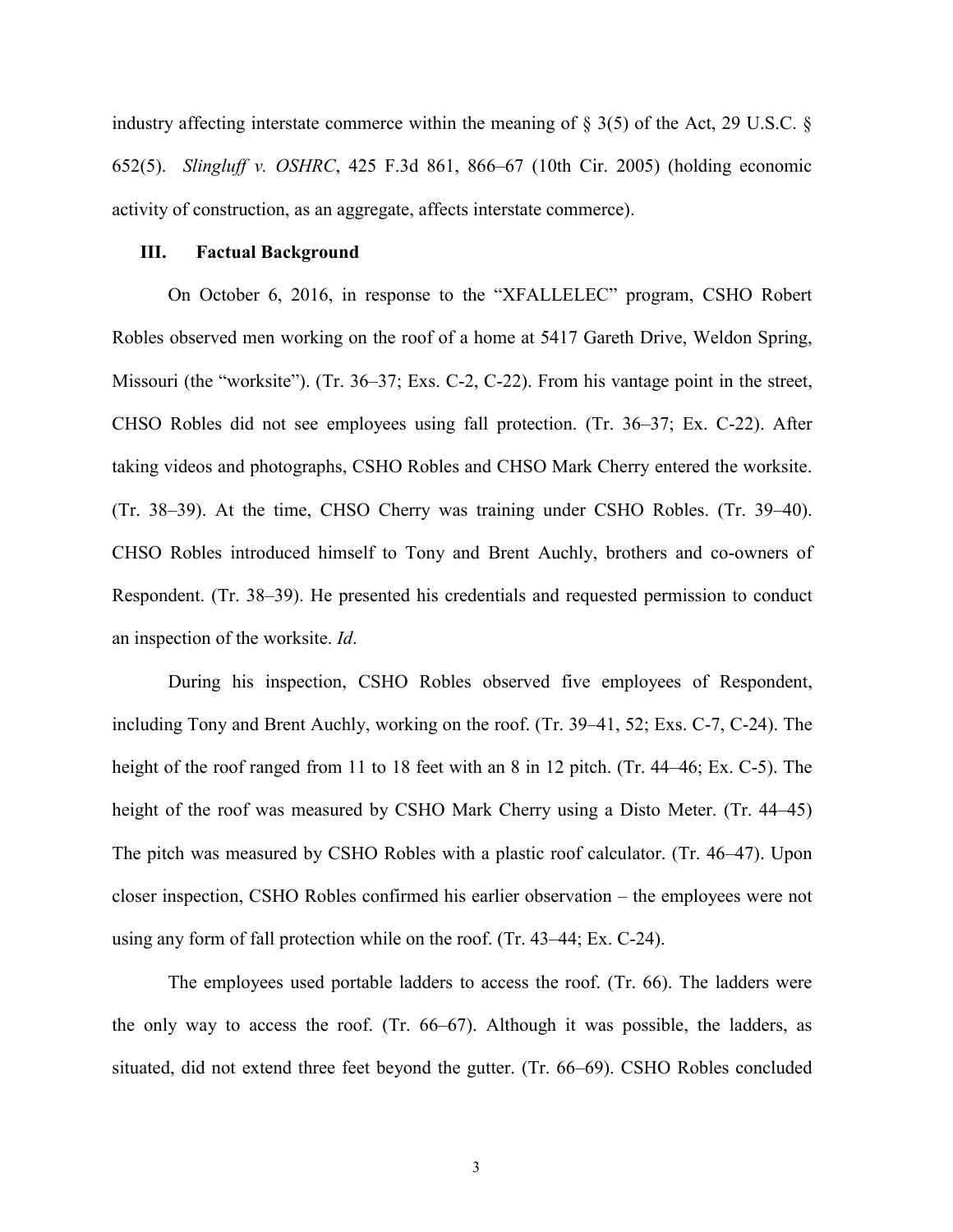industry affecting interstate commerce within the meaning of § 3(5) of the Act, 29 U.S.C. § 652(5). *Slingluff v. OSHRC*, 425 F.3d 861, 866–67 (10th Cir. 2005) (holding economic activity of construction, as an aggregate, affects interstate commerce).

## III. Factual Background

On October 6, 2016, in response to the "XFALLELEC" program, CSHO Robert Robles observed men working on the roof of a home at 5417 Gareth Drive, Weldon Spring, Missouri (the "worksite"). (Tr. 36–37; Exs. C-2, C-22). From his vantage point in the street, CHSO Robles did not see employees using fall protection. (Tr. 36–37; Ex. C-22). After taking videos and photographs, CSHO Robles and CHSO Mark Cherry entered the worksite. (Tr. 38–39). At the time, CHSO Cherry was training under CSHO Robles. (Tr. 39–40). CHSO Robles introduced himself to Tony and Brent Auchly, brothers and co-owners of Respondent. (Tr. 38–39). He presented his credentials and requested permission to conduct an inspection of the worksite. *Id*.

During his inspection, CSHO Robles observed five employees of Respondent, including Tony and Brent Auchly, working on the roof. (Tr. 39–41, 52; Exs. C-7, C-24). The height of the roof ranged from 11 to 18 feet with an 8 in 12 pitch. (Tr. 44–46; Ex. C-5). The height of the roof was measured by CSHO Mark Cherry using a Disto Meter. (Tr. 44–45) The pitch was measured by CSHO Robles with a plastic roof calculator. (Tr. 46–47). Upon closer inspection, CSHO Robles confirmed his earlier observation – the employees were not using any form of fall protection while on the roof. (Tr. 43–44; Ex. C-24).

The employees used portable ladders to access the roof. (Tr. 66). The ladders were the only way to access the roof. (Tr. 66–67). Although it was possible, the ladders, as situated, did not extend three feet beyond the gutter. (Tr. 66–69). CSHO Robles concluded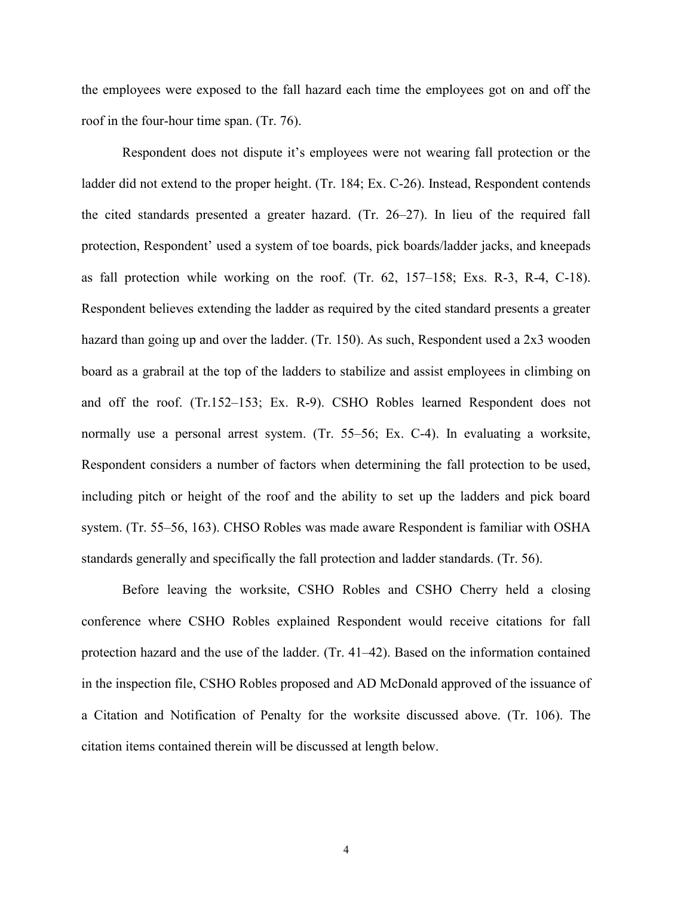the employees were exposed to the fall hazard each time the employees got on and off the roof in the four-hour time span. (Tr. 76).

Respondent does not dispute it's employees were not wearing fall protection or the ladder did not extend to the proper height. (Tr. 184; Ex. C-26). Instead, Respondent contends the cited standards presented a greater hazard. (Tr. 26–27). In lieu of the required fall protection, Respondent' used a system of toe boards, pick boards/ladder jacks, and kneepads as fall protection while working on the roof. (Tr. 62, 157–158; Exs. R-3, R-4, C-18). Respondent believes extending the ladder as required by the cited standard presents a greater hazard than going up and over the ladder. (Tr. 150). As such, Respondent used a 2x3 wooden board as a grabrail at the top of the ladders to stabilize and assist employees in climbing on and off the roof. (Tr.152–153; Ex. R-9). CSHO Robles learned Respondent does not normally use a personal arrest system. (Tr. 55–56; Ex. C-4). In evaluating a worksite, Respondent considers a number of factors when determining the fall protection to be used, including pitch or height of the roof and the ability to set up the ladders and pick board system. (Tr. 55–56, 163). CHSO Robles was made aware Respondent is familiar with OSHA standards generally and specifically the fall protection and ladder standards. (Tr. 56).

Before leaving the worksite, CSHO Robles and CSHO Cherry held a closing conference where CSHO Robles explained Respondent would receive citations for fall protection hazard and the use of the ladder. (Tr. 41–42). Based on the information contained in the inspection file, CSHO Robles proposed and AD McDonald approved of the issuance of a Citation and Notification of Penalty for the worksite discussed above. (Tr. 106). The citation items contained therein will be discussed at length below.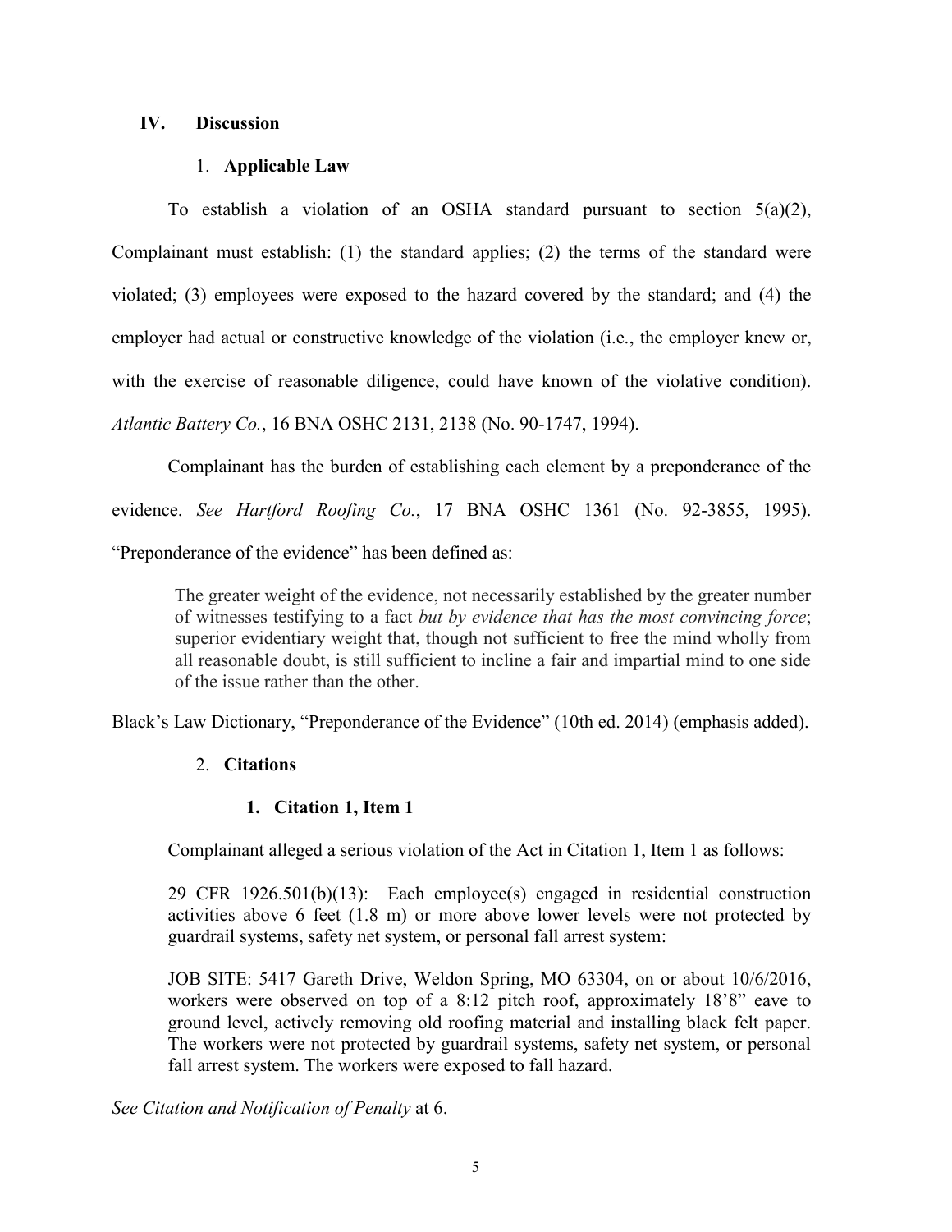## IV. Discussion

### 1. Applicable Law

To establish a violation of an OSHA standard pursuant to section 5(a)(2), Complainant must establish: (1) the standard applies; (2) the terms of the standard were violated; (3) employees were exposed to the hazard covered by the standard; and (4) the employer had actual or constructive knowledge of the violation (i.e., the employer knew or, with the exercise of reasonable diligence, could have known of the violative condition). *Atlantic Battery Co.*, 16 BNA OSHC 2131, 2138 (No. 90-1747, 1994).

Complainant has the burden of establishing each element by a preponderance of the evidence. *See Hartford Roofing Co.*, 17 BNA OSHC 1361 (No. 92-3855, 1995). "Preponderance of the evidence" has been defined as:

> The greater weight of the evidence, not necessarily established by the greater number of witnesses testifying to a fact *but by evidence that has the most convincing force*; superior evidentiary weight that, though not sufficient to free the mind wholly from all reasonable doubt, is still sufficient to incline a fair and impartial mind to one side of the issue rather than the other.

Black's Law Dictionary, "Preponderance of the Evidence" (10th ed. 2014) (emphasis added).

### 2. Citations

#### 1. Citation 1, Item 1

Complainant alleged a serious violation of the Act in Citation 1, Item 1 as follows:

29 CFR 1926.501(b)(13): Each employee(s) engaged in residential construction activities above 6 feet (1.8 m) or more above lower levels were not protected by guardrail systems, safety net system, or personal fall arrest system:

JOB SITE: 5417 Gareth Drive, Weldon Spring, MO 63304, on or about 10/6/2016, workers were observed on top of a 8:12 pitch roof, approximately 18'8" eave to ground level, actively removing old roofing material and installing black felt paper. The workers were not protected by guardrail systems, safety net system, or personal fall arrest system. The workers were exposed to fall hazard.

*See Citation and Notification of Penalty* at 6.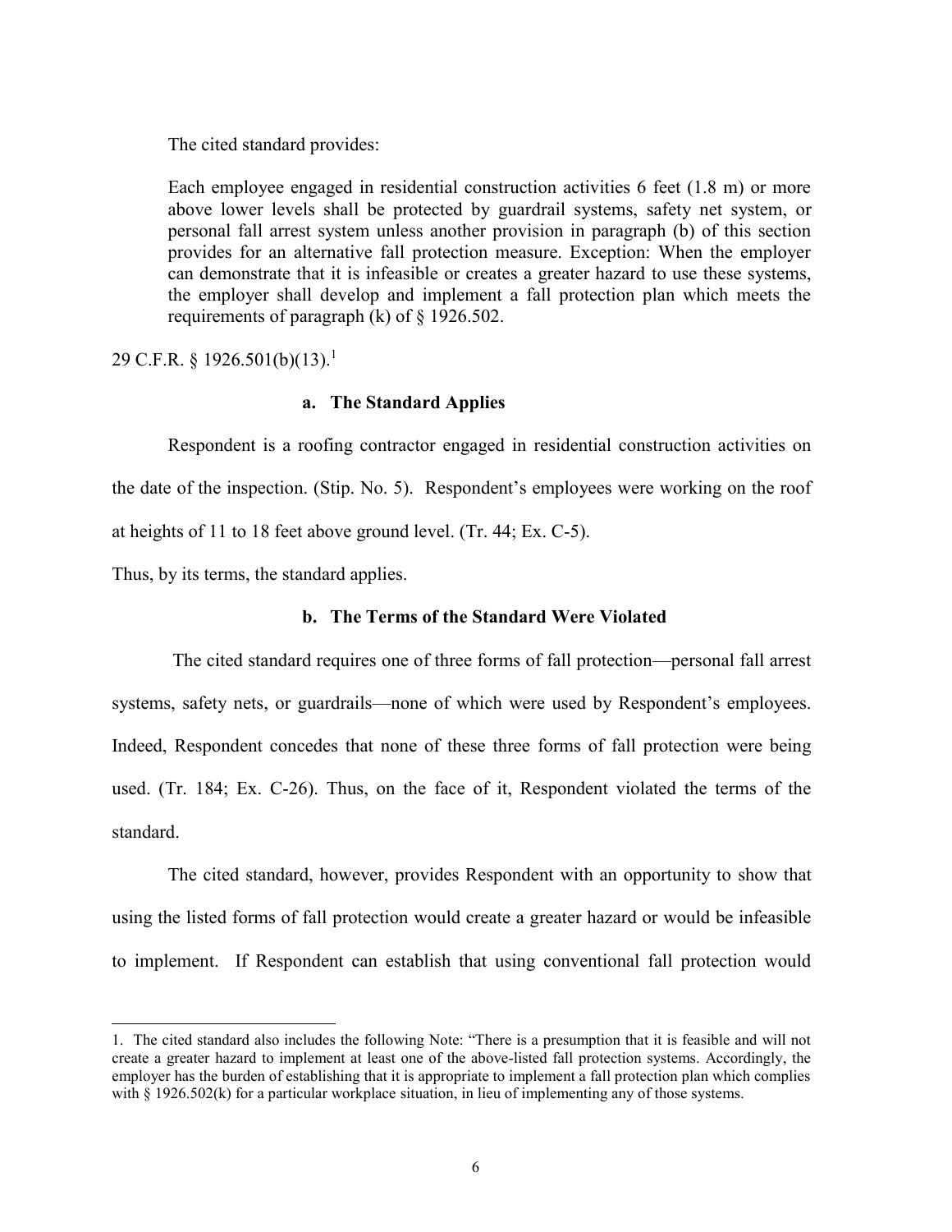The cited standard provides:

> Each employee engaged in residential construction activities 6 feet (1.8 m) or more above lower levels shall be protected by guardrail systems, safety net system, or personal fall arrest system unless another provision in paragraph (b) of this section provides for an alternative fall protection measure. Exception: When the employer can demonstrate that it is infeasible or creates a greater hazard to use these systems, the employer shall develop and implement a fall protection plan which meets the requirements of paragraph (k) of § 1926.502.

29 C.F.R. § 1926.501(b)(13).[1]

### a. The Standard Applies

Respondent is a roofing contractor engaged in residential construction activities on the date of the inspection. (Stip. No. 5). Respondent's employees were working on the roof at heights of 11 to 18 feet above ground level. (Tr. 44; Ex. C-5).

Thus, by its terms, the standard applies.

### b. The Terms of the Standard Were Violated

The cited standard requires one of three forms of fall protection—personal fall arrest systems, safety nets, or guardrails—none of which were used by Respondent's employees. Indeed, Respondent concedes that none of these three forms of fall protection were being used. (Tr. 184; Ex. C-26). Thus, on the face of it, Respondent violated the terms of the standard.

The cited standard, however, provides Respondent with an opportunity to show that using the listed forms of fall protection would create a greater hazard or would be infeasible to implement. If Respondent can establish that using conventional fall protection would

---

1. The cited standard also includes the following Note: "There is a presumption that it is feasible and will not create a greater hazard to implement at least one of the above-listed fall protection systems. Accordingly, the employer has the burden of establishing that it is appropriate to implement a fall protection plan which complies with § 1926.502(k) for a particular workplace situation, in lieu of implementing any of those systems.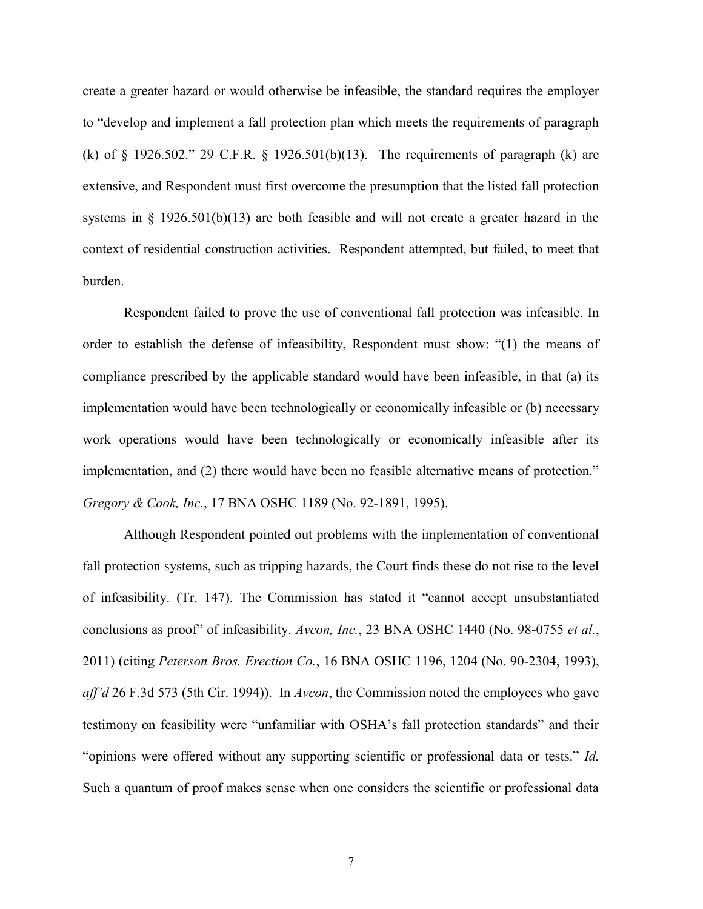create a greater hazard or would otherwise be infeasible, the standard requires the employer to "develop and implement a fall protection plan which meets the requirements of paragraph (k) of § 1926.502." 29 C.F.R. § 1926.501(b)(13). The requirements of paragraph (k) are extensive, and Respondent must first overcome the presumption that the listed fall protection systems in § 1926.501(b)(13) are both feasible and will not create a greater hazard in the context of residential construction activities. Respondent attempted, but failed, to meet that burden.

Respondent failed to prove the use of conventional fall protection was infeasible. In order to establish the defense of infeasibility, Respondent must show: "(1) the means of compliance prescribed by the applicable standard would have been infeasible, in that (a) its implementation would have been technologically or economically infeasible or (b) necessary work operations would have been technologically or economically infeasible after its implementation, and (2) there would have been no feasible alternative means of protection." *Gregory & Cook, Inc.*, 17 BNA OSHC 1189 (No. 92-1891, 1995).

Although Respondent pointed out problems with the implementation of conventional fall protection systems, such as tripping hazards, the Court finds these do not rise to the level of infeasibility. (Tr. 147). The Commission has stated it "cannot accept unsubstantiated conclusions as proof" of infeasibility. *Avcon, Inc.*, 23 BNA OSHC 1440 (No. 98-0755 *et al.*, 2011) (citing *Peterson Bros. Erection Co.*, 16 BNA OSHC 1196, 1204 (No. 90-2304, 1993), *aff'd* 26 F.3d 573 (5th Cir. 1994)). In *Avcon*, the Commission noted the employees who gave testimony on feasibility were "unfamiliar with OSHA's fall protection standards" and their "opinions were offered without any supporting scientific or professional data or tests." *Id.* Such a quantum of proof makes sense when one considers the scientific or professional data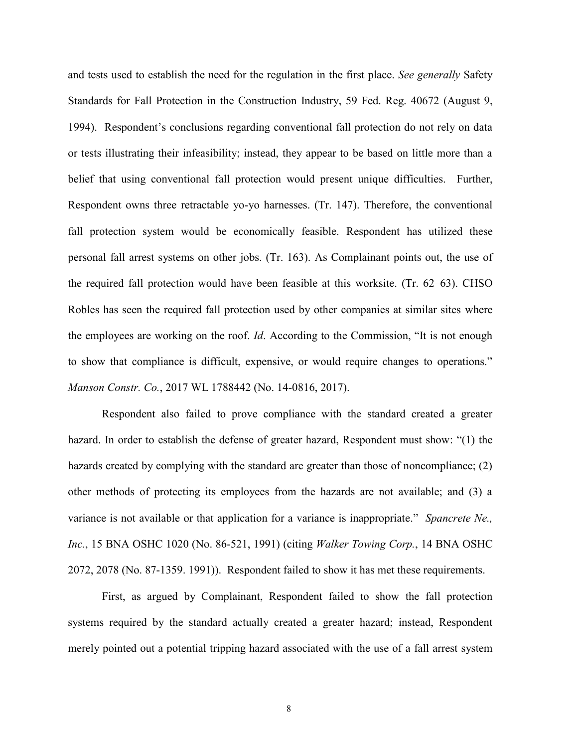and tests used to establish the need for the regulation in the first place. *See generally* Safety Standards for Fall Protection in the Construction Industry, 59 Fed. Reg. 40672 (August 9, 1994). Respondent's conclusions regarding conventional fall protection do not rely on data or tests illustrating their infeasibility; instead, they appear to be based on little more than a belief that using conventional fall protection would present unique difficulties. Further, Respondent owns three retractable yo-yo harnesses. (Tr. 147). Therefore, the conventional fall protection system would be economically feasible. Respondent has utilized these personal fall arrest systems on other jobs. (Tr. 163). As Complainant points out, the use of the required fall protection would have been feasible at this worksite. (Tr. 62–63). CHSO Robles has seen the required fall protection used by other companies at similar sites where the employees are working on the roof. *Id*. According to the Commission, "It is not enough to show that compliance is difficult, expensive, or would require changes to operations." *Manson Constr. Co.*, 2017 WL 1788442 (No. 14-0816, 2017).

Respondent also failed to prove compliance with the standard created a greater hazard. In order to establish the defense of greater hazard, Respondent must show: "(1) the hazards created by complying with the standard are greater than those of noncompliance; (2) other methods of protecting its employees from the hazards are not available; and (3) a variance is not available or that application for a variance is inappropriate." *Spancrete Ne., Inc.*, 15 BNA OSHC 1020 (No. 86-521, 1991) (citing *Walker Towing Corp.*, 14 BNA OSHC 2072, 2078 (No. 87-1359. 1991)). Respondent failed to show it has met these requirements.

First, as argued by Complainant, Respondent failed to show the fall protection systems required by the standard actually created a greater hazard; instead, Respondent merely pointed out a potential tripping hazard associated with the use of a fall arrest system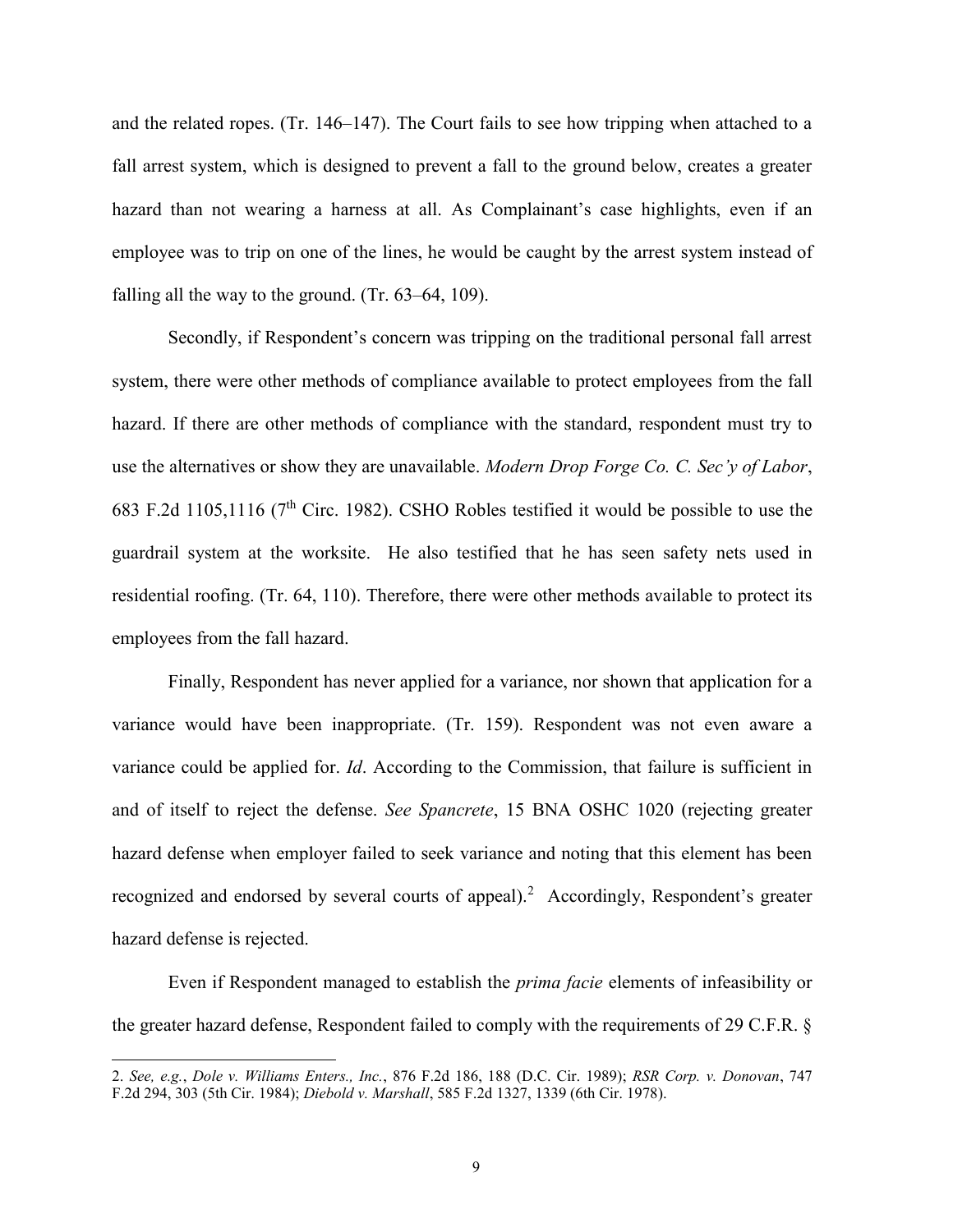and the related ropes. (Tr. 146–147). The Court fails to see how tripping when attached to a fall arrest system, which is designed to prevent a fall to the ground below, creates a greater hazard than not wearing a harness at all. As Complainant's case highlights, even if an employee was to trip on one of the lines, he would be caught by the arrest system instead of falling all the way to the ground. (Tr. 63–64, 109).

Secondly, if Respondent's concern was tripping on the traditional personal fall arrest system, there were other methods of compliance available to protect employees from the fall hazard. If there are other methods of compliance with the standard, respondent must try to use the alternatives or show they are unavailable. *Modern Drop Forge Co. C. Sec'y of Labor*, 683 F.2d 1105,1116 (7th Circ. 1982). CSHO Robles testified it would be possible to use the guardrail system at the worksite. He also testified that he has seen safety nets used in residential roofing. (Tr. 64, 110). Therefore, there were other methods available to protect its employees from the fall hazard.

Finally, Respondent has never applied for a variance, nor shown that application for a variance would have been inappropriate. (Tr. 159). Respondent was not even aware a variance could be applied for. *Id*. According to the Commission, that failure is sufficient in and of itself to reject the defense. *See Spancrete*, 15 BNA OSHC 1020 (rejecting greater hazard defense when employer failed to seek variance and noting that this element has been recognized and endorsed by several courts of appeal).[2] Accordingly, Respondent's greater hazard defense is rejected.

Even if Respondent managed to establish the *prima facie* elements of infeasibility or the greater hazard defense, Respondent failed to comply with the requirements of 29 C.F.R. §

---

2. *See, e.g.*, *Dole v. Williams Enters., Inc.*, 876 F.2d 186, 188 (D.C. Cir. 1989); *RSR Corp. v. Donovan*, 747 F.2d 294, 303 (5th Cir. 1984); *Diebold v. Marshall*, 585 F.2d 1327, 1339 (6th Cir. 1978).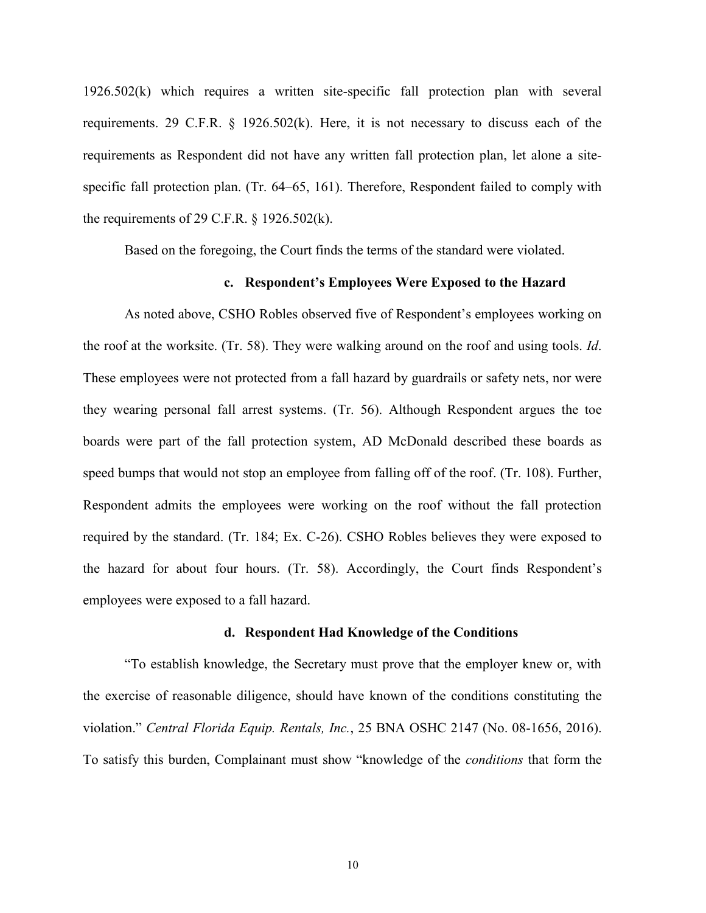1926.502(k) which requires a written site-specific fall protection plan with several requirements. 29 C.F.R. § 1926.502(k). Here, it is not necessary to discuss each of the requirements as Respondent did not have any written fall protection plan, let alone a site-specific fall protection plan. (Tr. 64–65, 161). Therefore, Respondent failed to comply with the requirements of 29 C.F.R. § 1926.502(k).

Based on the foregoing, the Court finds the terms of the standard were violated.

### c. Respondent's Employees Were Exposed to the Hazard

As noted above, CSHO Robles observed five of Respondent's employees working on the roof at the worksite. (Tr. 58). They were walking around on the roof and using tools. *Id*. These employees were not protected from a fall hazard by guardrails or safety nets, nor were they wearing personal fall arrest systems. (Tr. 56). Although Respondent argues the toe boards were part of the fall protection system, AD McDonald described these boards as speed bumps that would not stop an employee from falling off of the roof. (Tr. 108). Further, Respondent admits the employees were working on the roof without the fall protection required by the standard. (Tr. 184; Ex. C-26). CSHO Robles believes they were exposed to the hazard for about four hours. (Tr. 58). Accordingly, the Court finds Respondent's employees were exposed to a fall hazard.

### d. Respondent Had Knowledge of the Conditions

"To establish knowledge, the Secretary must prove that the employer knew or, with the exercise of reasonable diligence, should have known of the conditions constituting the violation." *Central Florida Equip. Rentals, Inc.*, 25 BNA OSHC 2147 (No. 08-1656, 2016). To satisfy this burden, Complainant must show "knowledge of the *conditions* that form the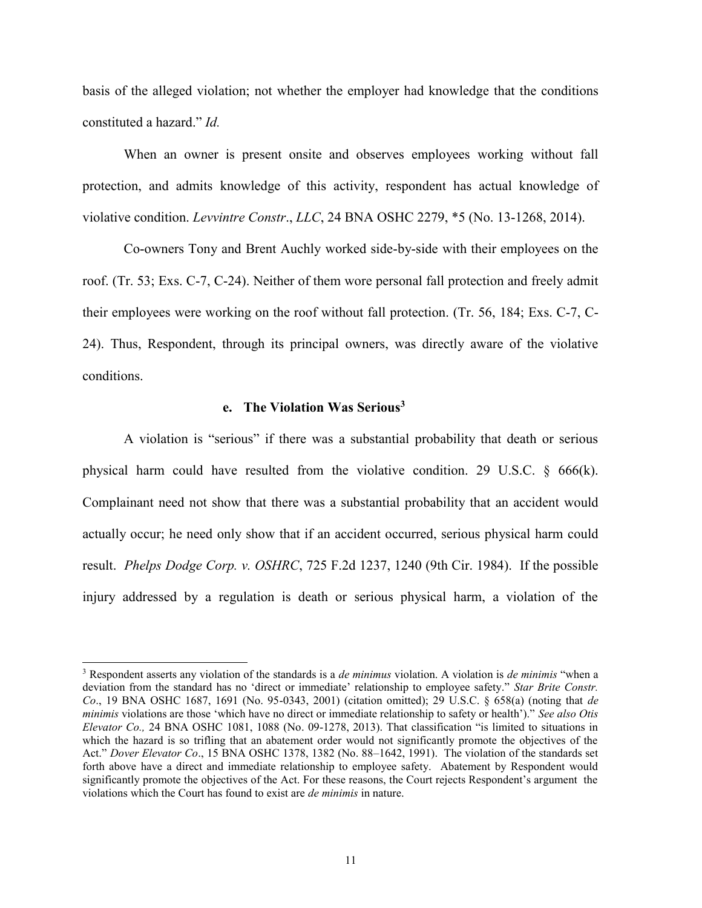basis of the alleged violation; not whether the employer had knowledge that the conditions constituted a hazard." *Id.*

When an owner is present onsite and observes employees working without fall protection, and admits knowledge of this activity, respondent has actual knowledge of violative condition. *Levvintre Constr., LLC*, 24 BNA OSHC 2279, *5 (No. 13-1268, 2014).

Co-owners Tony and Brent Auchly worked side-by-side with their employees on the roof. (Tr. 53; Exs. C-7, C-24). Neither of them wore personal fall protection and freely admit their employees were working on the roof without fall protection. (Tr. 56, 184; Exs. C-7, C-24). Thus, Respondent, through its principal owners, was directly aware of the violative conditions.

#### e. The Violation Was Serious[3]

A violation is "serious" if there was a substantial probability that death or serious physical harm could have resulted from the violative condition. 29 U.S.C. § 666(k). Complainant need not show that there was a substantial probability that an accident would actually occur; he need only show that if an accident occurred, serious physical harm could result. *Phelps Dodge Corp. v. OSHRC*, 725 F.2d 1237, 1240 (9th Cir. 1984). If the possible injury addressed by a regulation is death or serious physical harm, a violation of the

---

[3] Respondent asserts any violation of the standards is a *de minimus* violation. A violation is *de minimis* "when a deviation from the standard has no 'direct or immediate' relationship to employee safety." *Star Brite Constr. Co*., 19 BNA OSHC 1687, 1691 (No. 95-0343, 2001) (citation omitted); 29 U.S.C. § 658(a) (noting that *de minimis* violations are those 'which have no direct or immediate relationship to safety or health')." *See also Otis Elevator Co.,* 24 BNA OSHC 1081, 1088 (No. 09-1278, 2013). That classification "is limited to situations in which the hazard is so trifling that an abatement order would not significantly promote the objectives of the Act." *Dover Elevator Co*., 15 BNA OSHC 1378, 1382 (No. 88–1642, 1991). The violation of the standards set forth above have a direct and immediate relationship to employee safety. Abatement by Respondent would significantly promote the objectives of the Act. For these reasons, the Court rejects Respondent's argument the violations which the Court has found to exist are *de minimis* in nature.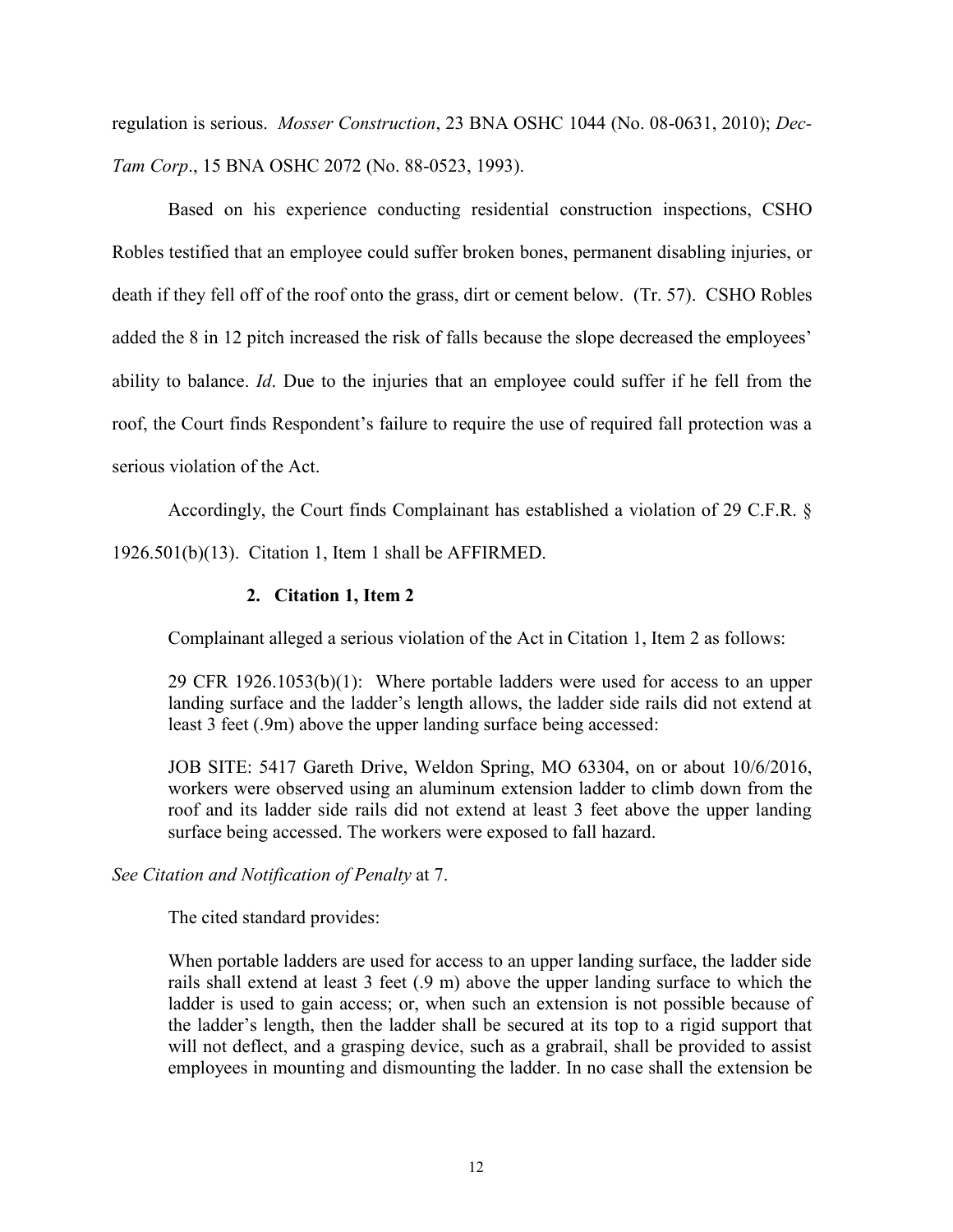regulation is serious. *Mosser Construction*, 23 BNA OSHC 1044 (No. 08-0631, 2010); *Dec-Tam Corp*., 15 BNA OSHC 2072 (No. 88-0523, 1993).

Based on his experience conducting residential construction inspections, CSHO Robles testified that an employee could suffer broken bones, permanent disabling injuries, or death if they fell off of the roof onto the grass, dirt or cement below. (Tr. 57). CSHO Robles added the 8 in 12 pitch increased the risk of falls because the slope decreased the employees' ability to balance. *Id*. Due to the injuries that an employee could suffer if he fell from the roof, the Court finds Respondent's failure to require the use of required fall protection was a serious violation of the Act.

Accordingly, the Court finds Complainant has established a violation of 29 C.F.R. § 1926.501(b)(13). Citation 1, Item 1 shall be AFFIRMED.

### 2. Citation 1, Item 2

Complainant alleged a serious violation of the Act in Citation 1, Item 2 as follows:

> 29 CFR 1926.1053(b)(1): Where portable ladders were used for access to an upper landing surface and the ladder's length allows, the ladder side rails did not extend at least 3 feet (.9m) above the upper landing surface being accessed:
>
> JOB SITE: 5417 Gareth Drive, Weldon Spring, MO 63304, on or about 10/6/2016, workers were observed using an aluminum extension ladder to climb down from the roof and its ladder side rails did not extend at least 3 feet above the upper landing surface being accessed. The workers were exposed to fall hazard.

*See Citation and Notification of Penalty* at 7.

The cited standard provides:

> When portable ladders are used for access to an upper landing surface, the ladder side rails shall extend at least 3 feet (.9 m) above the upper landing surface to which the ladder is used to gain access; or, when such an extension is not possible because of the ladder's length, then the ladder shall be secured at its top to a rigid support that will not deflect, and a grasping device, such as a grabrail, shall be provided to assist employees in mounting and dismounting the ladder. In no case shall the extension be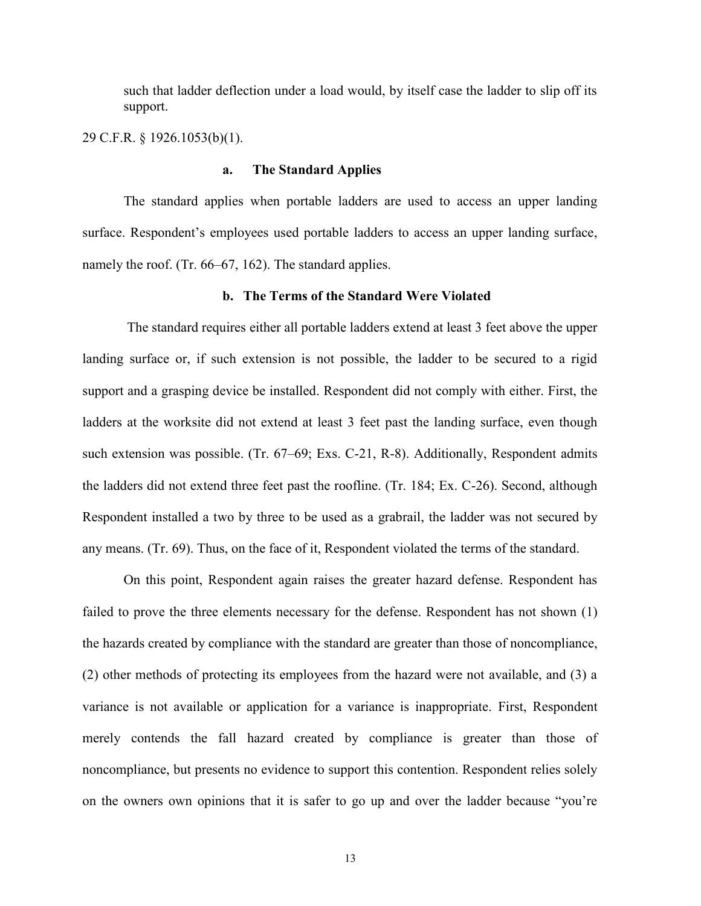such that ladder deflection under a load would, by itself case the ladder to slip off its support.

29 C.F.R. § 1926.1053(b)(1).

### a. The Standard Applies

The standard applies when portable ladders are used to access an upper landing surface. Respondent's employees used portable ladders to access an upper landing surface, namely the roof. (Tr. 66–67, 162). The standard applies.

### b. The Terms of the Standard Were Violated

The standard requires either all portable ladders extend at least 3 feet above the upper landing surface or, if such extension is not possible, the ladder to be secured to a rigid support and a grasping device be installed. Respondent did not comply with either. First, the ladders at the worksite did not extend at least 3 feet past the landing surface, even though such extension was possible. (Tr. 67–69; Exs. C-21, R-8). Additionally, Respondent admits the ladders did not extend three feet past the roofline. (Tr. 184; Ex. C-26). Second, although Respondent installed a two by three to be used as a grabrail, the ladder was not secured by any means. (Tr. 69). Thus, on the face of it, Respondent violated the terms of the standard.

On this point, Respondent again raises the greater hazard defense. Respondent has failed to prove the three elements necessary for the defense. Respondent has not shown (1) the hazards created by compliance with the standard are greater than those of noncompliance, (2) other methods of protecting its employees from the hazard were not available, and (3) a variance is not available or application for a variance is inappropriate. First, Respondent merely contends the fall hazard created by compliance is greater than those of noncompliance, but presents no evidence to support this contention. Respondent relies solely on the owners own opinions that it is safer to go up and over the ladder because "you're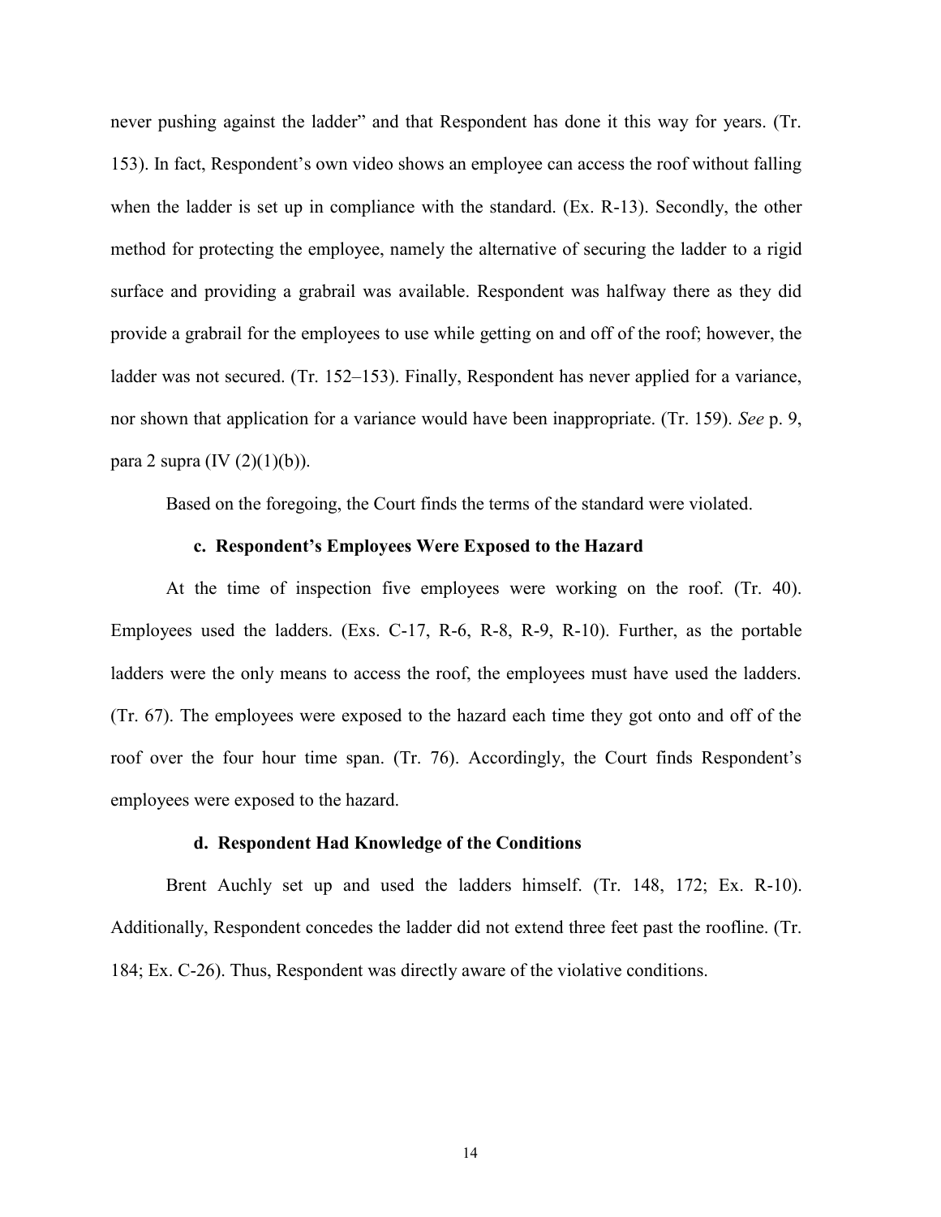never pushing against the ladder" and that Respondent has done it this way for years. (Tr. 153). In fact, Respondent's own video shows an employee can access the roof without falling when the ladder is set up in compliance with the standard. (Ex. R-13). Secondly, the other method for protecting the employee, namely the alternative of securing the ladder to a rigid surface and providing a grabrail was available. Respondent was halfway there as they did provide a grabrail for the employees to use while getting on and off of the roof; however, the ladder was not secured. (Tr. 152–153). Finally, Respondent has never applied for a variance, nor shown that application for a variance would have been inappropriate. (Tr. 159). *See* p. 9, para 2 supra (IV (2)(1)(b)).

Based on the foregoing, the Court finds the terms of the standard were violated.

#### c. Respondent's Employees Were Exposed to the Hazard

At the time of inspection five employees were working on the roof. (Tr. 40). Employees used the ladders. (Exs. C-17, R-6, R-8, R-9, R-10). Further, as the portable ladders were the only means to access the roof, the employees must have used the ladders. (Tr. 67). The employees were exposed to the hazard each time they got onto and off of the roof over the four hour time span. (Tr. 76). Accordingly, the Court finds Respondent's employees were exposed to the hazard.

#### d. Respondent Had Knowledge of the Conditions

Brent Auchly set up and used the ladders himself. (Tr. 148, 172; Ex. R-10). Additionally, Respondent concedes the ladder did not extend three feet past the roofline. (Tr. 184; Ex. C-26). Thus, Respondent was directly aware of the violative conditions.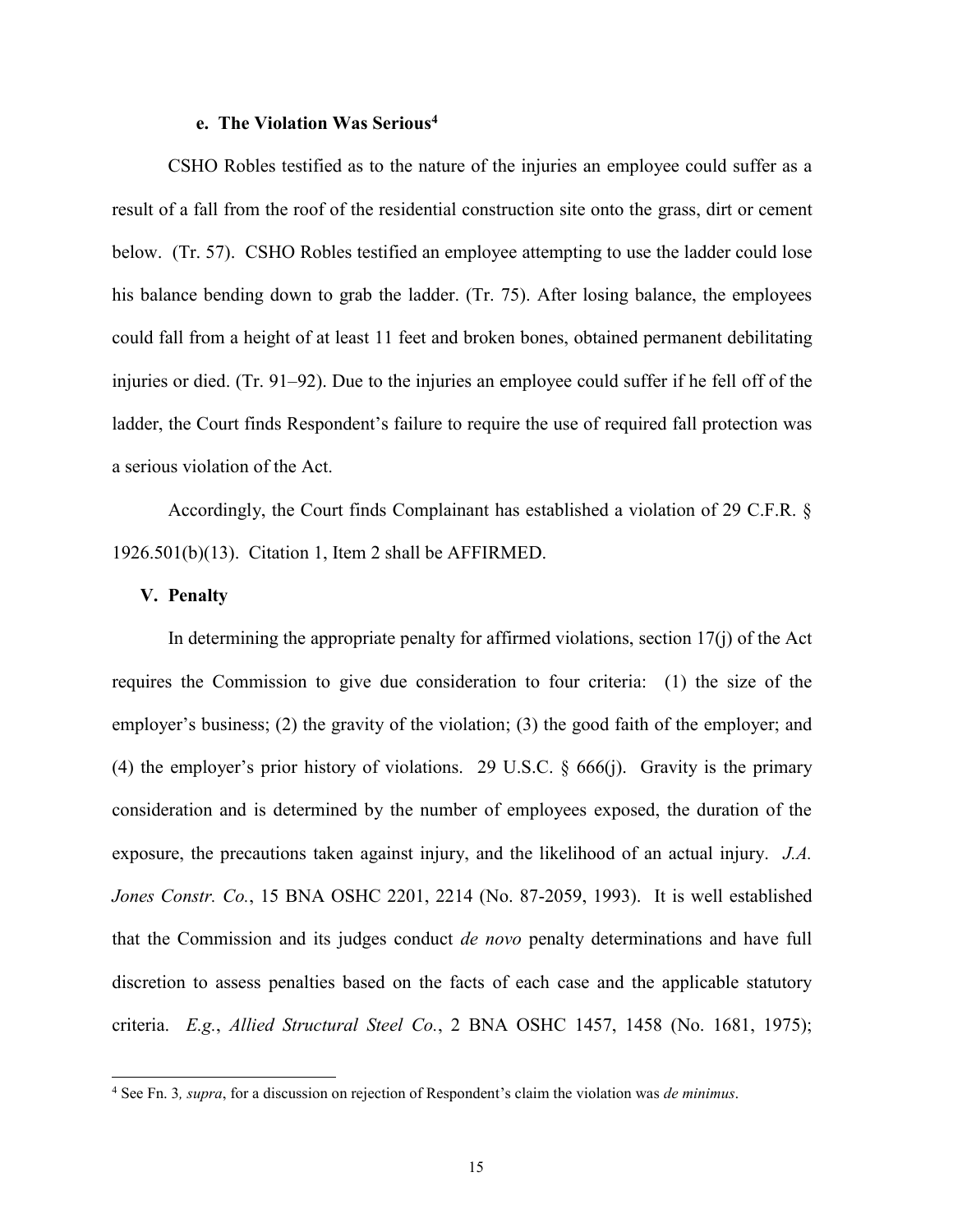#### e. The Violation Was Serious[4]

CSHO Robles testified as to the nature of the injuries an employee could suffer as a result of a fall from the roof of the residential construction site onto the grass, dirt or cement below. (Tr. 57). CSHO Robles testified an employee attempting to use the ladder could lose his balance bending down to grab the ladder. (Tr. 75). After losing balance, the employees could fall from a height of at least 11 feet and broken bones, obtained permanent debilitating injuries or died. (Tr. 91–92). Due to the injuries an employee could suffer if he fell off of the ladder, the Court finds Respondent's failure to require the use of required fall protection was a serious violation of the Act.

Accordingly, the Court finds Complainant has established a violation of 29 C.F.R. § 1926.501(b)(13). Citation 1, Item 2 shall be AFFIRMED.

## V. Penalty

In determining the appropriate penalty for affirmed violations, section 17(j) of the Act requires the Commission to give due consideration to four criteria: (1) the size of the employer's business; (2) the gravity of the violation; (3) the good faith of the employer; and (4) the employer's prior history of violations. 29 U.S.C. § 666(j). Gravity is the primary consideration and is determined by the number of employees exposed, the duration of the exposure, the precautions taken against injury, and the likelihood of an actual injury. *J.A. Jones Constr. Co.*, 15 BNA OSHC 2201, 2214 (No. 87-2059, 1993). It is well established that the Commission and its judges conduct *de novo* penalty determinations and have full discretion to assess penalties based on the facts of each case and the applicable statutory criteria. *E.g.*, *Allied Structural Steel Co.*, 2 BNA OSHC 1457, 1458 (No. 1681, 1975);

---

[4] See Fn. 3*, supra*, for a discussion on rejection of Respondent's claim the violation was *de minimus*.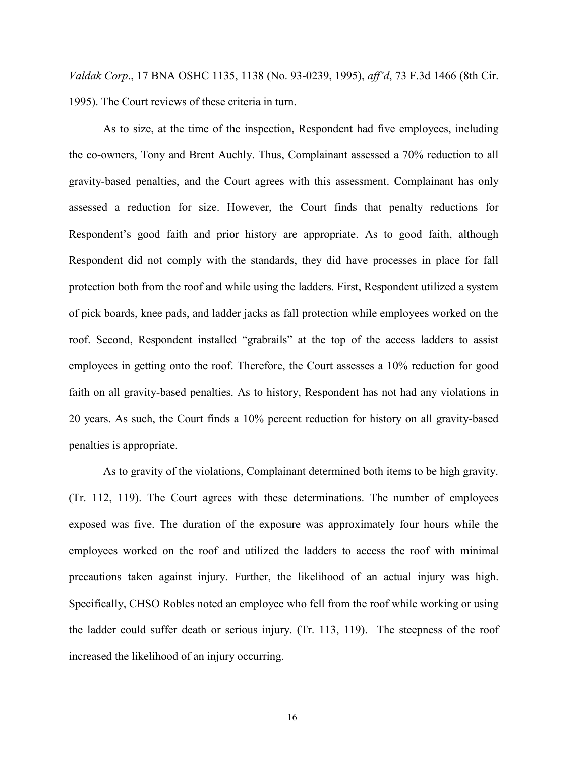*Valdak Corp*., 17 BNA OSHC 1135, 1138 (No. 93-0239, 1995), *aff'd*, 73 F.3d 1466 (8th Cir. 1995). The Court reviews of these criteria in turn.

As to size, at the time of the inspection, Respondent had five employees, including the co-owners, Tony and Brent Auchly. Thus, Complainant assessed a 70% reduction to all gravity-based penalties, and the Court agrees with this assessment. Complainant has only assessed a reduction for size. However, the Court finds that penalty reductions for Respondent's good faith and prior history are appropriate. As to good faith, although Respondent did not comply with the standards, they did have processes in place for fall protection both from the roof and while using the ladders. First, Respondent utilized a system of pick boards, knee pads, and ladder jacks as fall protection while employees worked on the roof. Second, Respondent installed "grabrails" at the top of the access ladders to assist employees in getting onto the roof. Therefore, the Court assesses a 10% reduction for good faith on all gravity-based penalties. As to history, Respondent has not had any violations in 20 years. As such, the Court finds a 10% percent reduction for history on all gravity-based penalties is appropriate.

As to gravity of the violations, Complainant determined both items to be high gravity. (Tr. 112, 119). The Court agrees with these determinations. The number of employees exposed was five. The duration of the exposure was approximately four hours while the employees worked on the roof and utilized the ladders to access the roof with minimal precautions taken against injury. Further, the likelihood of an actual injury was high. Specifically, CHSO Robles noted an employee who fell from the roof while working or using the ladder could suffer death or serious injury. (Tr. 113, 119). The steepness of the roof increased the likelihood of an injury occurring.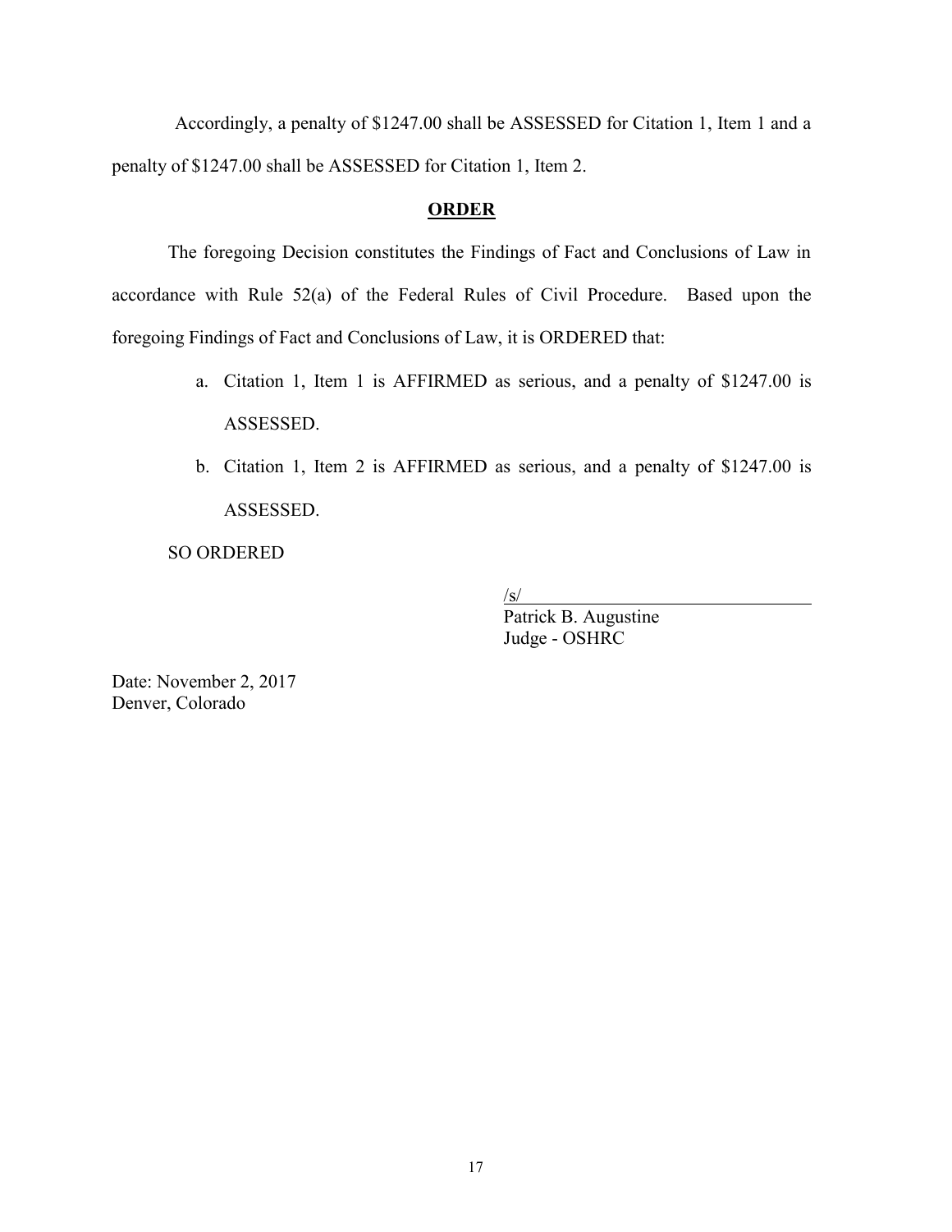Accordingly, a penalty of $1247.00 shall be ASSESSED for Citation 1, Item 1 and a penalty of $1247.00 shall be ASSESSED for Citation 1, Item 2.

## ORDER

The foregoing Decision constitutes the Findings of Fact and Conclusions of Law in accordance with Rule 52(a) of the Federal Rules of Civil Procedure. Based upon the foregoing Findings of Fact and Conclusions of Law, it is ORDERED that:

a. Citation 1, Item 1 is AFFIRMED as serious, and a penalty of $1247.00 is ASSESSED.

b. Citation 1, Item 2 is AFFIRMED as serious, and a penalty of $1247.00 is ASSESSED.

SO ORDERED

/s/
Patrick B. Augustine
Judge - OSHRC

Date: November 2, 2017
Denver, Colorado